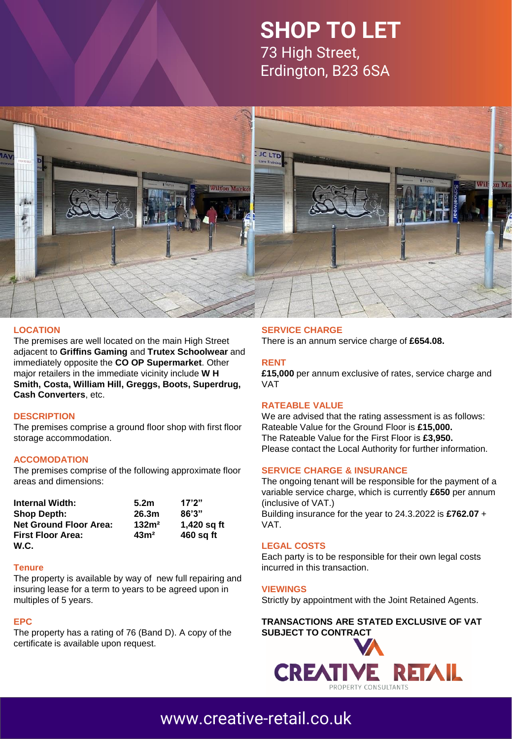# SHOP TO LET

73 High Street,
Erdington, B23 6SA

## LOCATION

The premises are well located on the main High Street adjacent to **Griffins Gaming** and **Trutex Schoolwear** and immediately opposite the **CO OP Supermarket**. Other major retailers in the immediate vicinity include **W H Smith, Costa, William Hill, Greggs, Boots, Superdrug, Cash Converters**, etc.

## DESCRIPTION

The premises comprise a ground floor shop with first floor storage accommodation.

## ACCOMODATION

The premises comprise of the following approximate floor areas and dimensions:

| | | |
|---|---|---|
| **Internal Width:** | **5.2m** | **17'2"** |
| **Shop Depth:** | **26.3m** | **86'3"** |
| **Net Ground Floor Area:** | **132m²** | **1,420 sq ft** |
| **First Floor Area:** | **43m²** | **460 sq ft** |
| **W.C.** | | |

## Tenure

The property is available by way of new full repairing and insuring lease for a term to years to be agreed upon in multiples of 5 years.

## EPC

The property has a rating of 76 (Band D). A copy of the certificate is available upon request.

## SERVICE CHARGE

There is an annum service charge of **£654.08.**

## RENT

**£15,000** per annum exclusive of rates, service charge and VAT

## RATEABLE VALUE

We are advised that the rating assessment is as follows:
Rateable Value for the Ground Floor is **£15,000.**
The Rateable Value for the First Floor is **£3,950.**
Please contact the Local Authority for further information.

## SERVICE CHARGE & INSURANCE

The ongoing tenant will be responsible for the payment of a variable service charge, which is currently **£650** per annum (inclusive of VAT.)
Building insurance for the year to 24.3.2022 is **£762.07** + VAT.

## LEGAL COSTS

Each party is to be responsible for their own legal costs incurred in this transaction.

## VIEWINGS

Strictly by appointment with the Joint Retained Agents.

**TRANSACTIONS ARE STATED EXCLUSIVE OF VAT SUBJECT TO CONTRACT**

CREATIVE RETAIL
PROPERTY CONSULTANTS

www.creative-retail.co.uk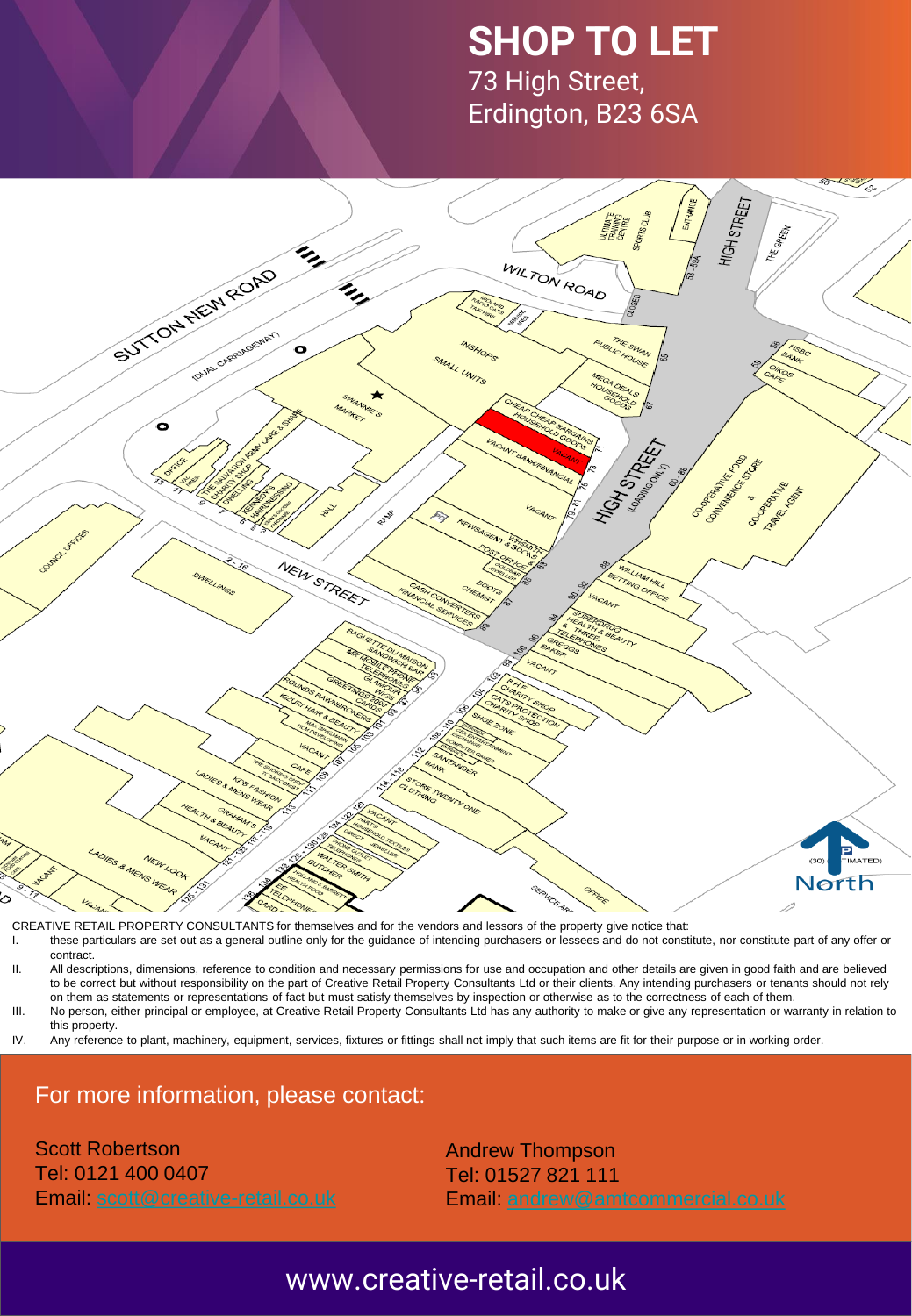# SHOP TO LET

73 High Street,
Erdington, B23 6SA

CREATIVE RETAIL PROPERTY CONSULTANTS for themselves and for the vendors and lessors of the property give notice that:

I. these particulars are set out as a general outline only for the guidance of intending purchasers or lessees and do not constitute, nor constitute part of any offer or contract.

II. All descriptions, dimensions, reference to condition and necessary permissions for use and occupation and other details are given in good faith and are believed to be correct but without responsibility on the part of Creative Retail Property Consultants Ltd or their clients. Any intending purchasers or tenants should not rely on them as statements or representations of fact but must satisfy themselves by inspection or otherwise as to the correctness of each of them.

III. No person, either principal or employee, at Creative Retail Property Consultants Ltd has any authority to make or give any representation or warranty in relation to this property.

IV. Any reference to plant, machinery, equipment, services, fixtures or fittings shall not imply that such items are fit for their purpose or in working order.

## For more information, please contact:

Scott Robertson
Tel: 0121 400 0407
Email: scott@creative-retail.co.uk

Andrew Thompson
Tel: 01527 821 111
Email: andrew@amtcommercial.co.uk

www.creative-retail.co.uk